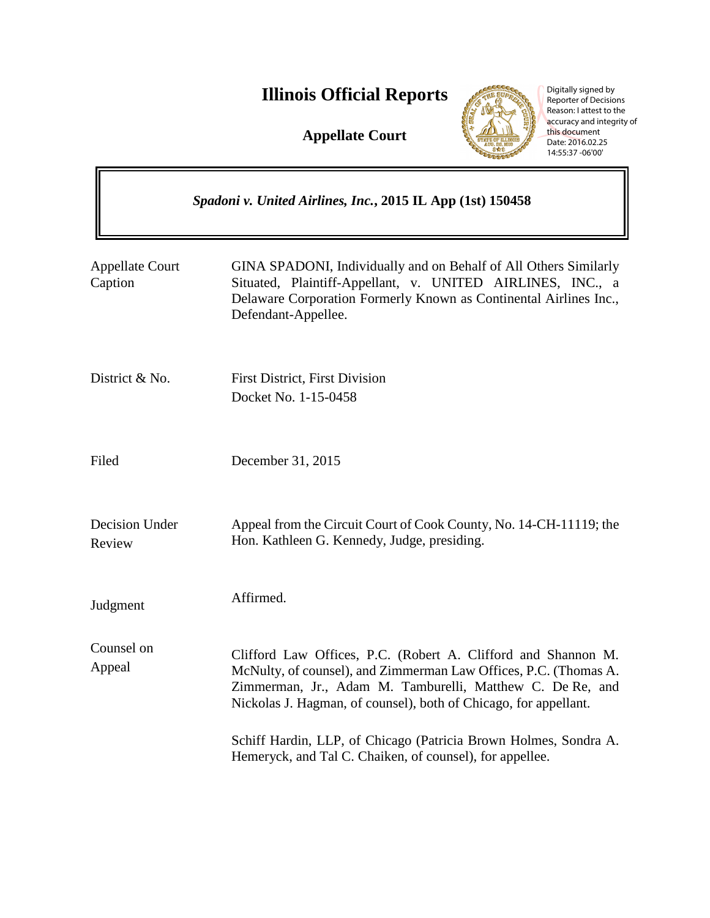# Illinois Official Reports

**Appellate Court**

Digitally signed by Reporter of Decisions
Reason: I attest to the accuracy and integrity of this document
Date: 2016.02.25 14:55:37 -06'00'

***Spadoni v. United Airlines, Inc.*, 2015 IL App (1st) 150458**

| | |
|---|---|
| Appellate Court Caption | GINA SPADONI, Individually and on Behalf of All Others Similarly Situated, Plaintiff-Appellant, v. UNITED AIRLINES, INC., a Delaware Corporation Formerly Known as Continental Airlines Inc., Defendant-Appellee. |
| District & No. | First District, First Division<br>Docket No. 1-15-0458 |
| Filed | December 31, 2015 |
| Decision Under Review | Appeal from the Circuit Court of Cook County, No. 14-CH-11119; the Hon. Kathleen G. Kennedy, Judge, presiding. |
| Judgment | Affirmed. |
| Counsel on Appeal | Clifford Law Offices, P.C. (Robert A. Clifford and Shannon M. McNulty, of counsel), and Zimmerman Law Offices, P.C. (Thomas A. Zimmerman, Jr., Adam M. Tamburelli, Matthew C. De Re, and Nickolas J. Hagman, of counsel), both of Chicago, for appellant.<br><br>Schiff Hardin, LLP, of Chicago (Patricia Brown Holmes, Sondra A. Hemeryck, and Tal C. Chaiken, of counsel), for appellee. |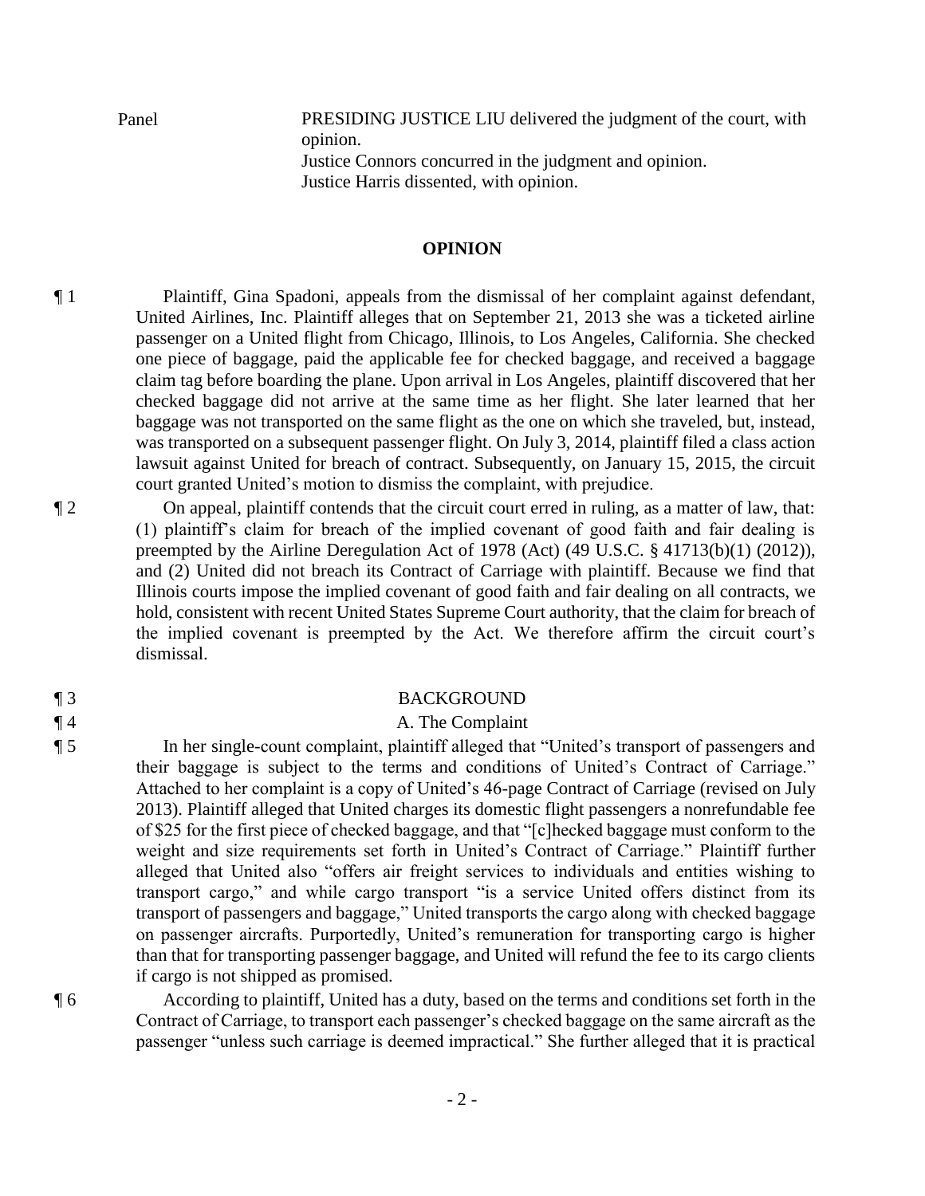Panel PRESIDING JUSTICE LIU delivered the judgment of the court, with opinion.
Justice Connors concurred in the judgment and opinion.
Justice Harris dissented, with opinion.

## OPINION

¶ 1 Plaintiff, Gina Spadoni, appeals from the dismissal of her complaint against defendant, United Airlines, Inc. Plaintiff alleges that on September 21, 2013 she was a ticketed airline passenger on a United flight from Chicago, Illinois, to Los Angeles, California. She checked one piece of baggage, paid the applicable fee for checked baggage, and received a baggage claim tag before boarding the plane. Upon arrival in Los Angeles, plaintiff discovered that her checked baggage did not arrive at the same time as her flight. She later learned that her baggage was not transported on the same flight as the one on which she traveled, but, instead, was transported on a subsequent passenger flight. On July 3, 2014, plaintiff filed a class action lawsuit against United for breach of contract. Subsequently, on January 15, 2015, the circuit court granted United's motion to dismiss the complaint, with prejudice.

¶ 2 On appeal, plaintiff contends that the circuit court erred in ruling, as a matter of law, that: (1) plaintiff's claim for breach of the implied covenant of good faith and fair dealing is preempted by the Airline Deregulation Act of 1978 (Act) (49 U.S.C. § 41713(b)(1) (2012)), and (2) United did not breach its Contract of Carriage with plaintiff. Because we find that Illinois courts impose the implied covenant of good faith and fair dealing on all contracts, we hold, consistent with recent United States Supreme Court authority, that the claim for breach of the implied covenant is preempted by the Act. We therefore affirm the circuit court's dismissal.

¶ 3 BACKGROUND

¶ 4 A. The Complaint

¶ 5 In her single-count complaint, plaintiff alleged that "United's transport of passengers and their baggage is subject to the terms and conditions of United's Contract of Carriage." Attached to her complaint is a copy of United's 46-page Contract of Carriage (revised on July 2013). Plaintiff alleged that United charges its domestic flight passengers a nonrefundable fee of $25 for the first piece of checked baggage, and that "[c]hecked baggage must conform to the weight and size requirements set forth in United's Contract of Carriage." Plaintiff further alleged that United also "offers air freight services to individuals and entities wishing to transport cargo," and while cargo transport "is a service United offers distinct from its transport of passengers and baggage," United transports the cargo along with checked baggage on passenger aircrafts. Purportedly, United's remuneration for transporting cargo is higher than that for transporting passenger baggage, and United will refund the fee to its cargo clients if cargo is not shipped as promised.

¶ 6 According to plaintiff, United has a duty, based on the terms and conditions set forth in the Contract of Carriage, to transport each passenger's checked baggage on the same aircraft as the passenger "unless such carriage is deemed impractical." She further alleged that it is practical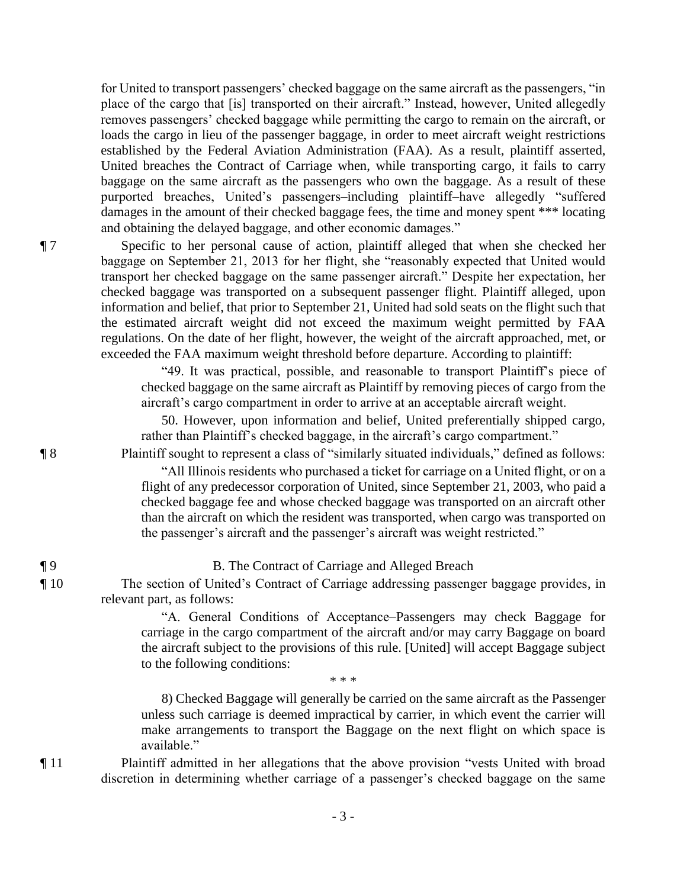for United to transport passengers' checked baggage on the same aircraft as the passengers, "in place of the cargo that [is] transported on their aircraft." Instead, however, United allegedly removes passengers' checked baggage while permitting the cargo to remain on the aircraft, or loads the cargo in lieu of the passenger baggage, in order to meet aircraft weight restrictions established by the Federal Aviation Administration (FAA). As a result, plaintiff asserted, United breaches the Contract of Carriage when, while transporting cargo, it fails to carry baggage on the same aircraft as the passengers who own the baggage. As a result of these purported breaches, United's passengers–including plaintiff–have allegedly "suffered damages in the amount of their checked baggage fees, the time and money spent *** locating and obtaining the delayed baggage, and other economic damages."

¶ 7 Specific to her personal cause of action, plaintiff alleged that when she checked her baggage on September 21, 2013 for her flight, she "reasonably expected that United would transport her checked baggage on the same passenger aircraft." Despite her expectation, her checked baggage was transported on a subsequent passenger flight. Plaintiff alleged, upon information and belief, that prior to September 21, United had sold seats on the flight such that the estimated aircraft weight did not exceed the maximum weight permitted by FAA regulations. On the date of her flight, however, the weight of the aircraft approached, met, or exceeded the FAA maximum weight threshold before departure. According to plaintiff:

> "49. It was practical, possible, and reasonable to transport Plaintiff's piece of checked baggage on the same aircraft as Plaintiff by removing pieces of cargo from the aircraft's cargo compartment in order to arrive at an acceptable aircraft weight.
>
> 50. However, upon information and belief, United preferentially shipped cargo, rather than Plaintiff's checked baggage, in the aircraft's cargo compartment."

¶ 8 Plaintiff sought to represent a class of "similarly situated individuals," defined as follows:

> "All Illinois residents who purchased a ticket for carriage on a United flight, or on a flight of any predecessor corporation of United, since September 21, 2003, who paid a checked baggage fee and whose checked baggage was transported on an aircraft other than the aircraft on which the resident was transported, when cargo was transported on the passenger's aircraft and the passenger's aircraft was weight restricted."

## ¶ 9 B. The Contract of Carriage and Alleged Breach

¶ 10 The section of United's Contract of Carriage addressing passenger baggage provides, in relevant part, as follows:

> "A. General Conditions of Acceptance–Passengers may check Baggage for carriage in the cargo compartment of the aircraft and/or may carry Baggage on board the aircraft subject to the provisions of this rule. [United] will accept Baggage subject to the following conditions:
>
> * * *
>
> 8) Checked Baggage will generally be carried on the same aircraft as the Passenger unless such carriage is deemed impractical by carrier, in which event the carrier will make arrangements to transport the Baggage on the next flight on which space is available."

¶ 11 Plaintiff admitted in her allegations that the above provision "vests United with broad discretion in determining whether carriage of a passenger's checked baggage on the same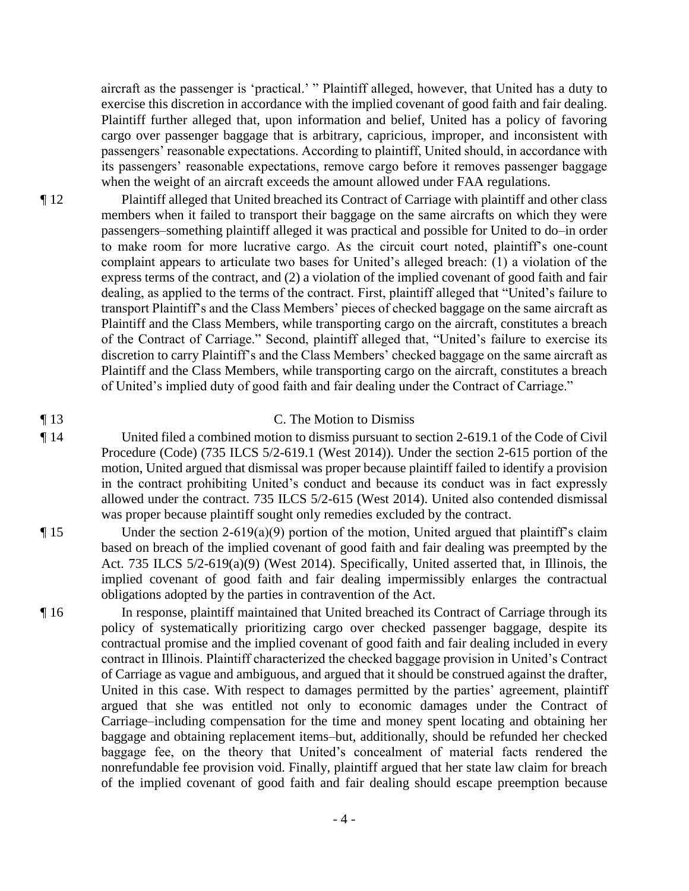aircraft as the passenger is 'practical.' " Plaintiff alleged, however, that United has a duty to exercise this discretion in accordance with the implied covenant of good faith and fair dealing. Plaintiff further alleged that, upon information and belief, United has a policy of favoring cargo over passenger baggage that is arbitrary, capricious, improper, and inconsistent with passengers' reasonable expectations. According to plaintiff, United should, in accordance with its passengers' reasonable expectations, remove cargo before it removes passenger baggage when the weight of an aircraft exceeds the amount allowed under FAA regulations.

¶ 12 Plaintiff alleged that United breached its Contract of Carriage with plaintiff and other class members when it failed to transport their baggage on the same aircrafts on which they were passengers–something plaintiff alleged it was practical and possible for United to do–in order to make room for more lucrative cargo. As the circuit court noted, plaintiff's one-count complaint appears to articulate two bases for United's alleged breach: (1) a violation of the express terms of the contract, and (2) a violation of the implied covenant of good faith and fair dealing, as applied to the terms of the contract. First, plaintiff alleged that "United's failure to transport Plaintiff's and the Class Members' pieces of checked baggage on the same aircraft as Plaintiff and the Class Members, while transporting cargo on the aircraft, constitutes a breach of the Contract of Carriage." Second, plaintiff alleged that, "United's failure to exercise its discretion to carry Plaintiff's and the Class Members' checked baggage on the same aircraft as Plaintiff and the Class Members, while transporting cargo on the aircraft, constitutes a breach of United's implied duty of good faith and fair dealing under the Contract of Carriage."

## ¶ 13 C. The Motion to Dismiss

¶ 14 United filed a combined motion to dismiss pursuant to section 2-619.1 of the Code of Civil Procedure (Code) (735 ILCS 5/2-619.1 (West 2014)). Under the section 2-615 portion of the motion, United argued that dismissal was proper because plaintiff failed to identify a provision in the contract prohibiting United's conduct and because its conduct was in fact expressly allowed under the contract. 735 ILCS 5/2-615 (West 2014). United also contended dismissal was proper because plaintiff sought only remedies excluded by the contract.

¶ 15 Under the section 2-619(a)(9) portion of the motion, United argued that plaintiff's claim based on breach of the implied covenant of good faith and fair dealing was preempted by the Act. 735 ILCS 5/2-619(a)(9) (West 2014). Specifically, United asserted that, in Illinois, the implied covenant of good faith and fair dealing impermissibly enlarges the contractual obligations adopted by the parties in contravention of the Act.

¶ 16 In response, plaintiff maintained that United breached its Contract of Carriage through its policy of systematically prioritizing cargo over checked passenger baggage, despite its contractual promise and the implied covenant of good faith and fair dealing included in every contract in Illinois. Plaintiff characterized the checked baggage provision in United's Contract of Carriage as vague and ambiguous, and argued that it should be construed against the drafter, United in this case. With respect to damages permitted by the parties' agreement, plaintiff argued that she was entitled not only to economic damages under the Contract of Carriage–including compensation for the time and money spent locating and obtaining her baggage and obtaining replacement items–but, additionally, should be refunded her checked baggage fee, on the theory that United's concealment of material facts rendered the nonrefundable fee provision void. Finally, plaintiff argued that her state law claim for breach of the implied covenant of good faith and fair dealing should escape preemption because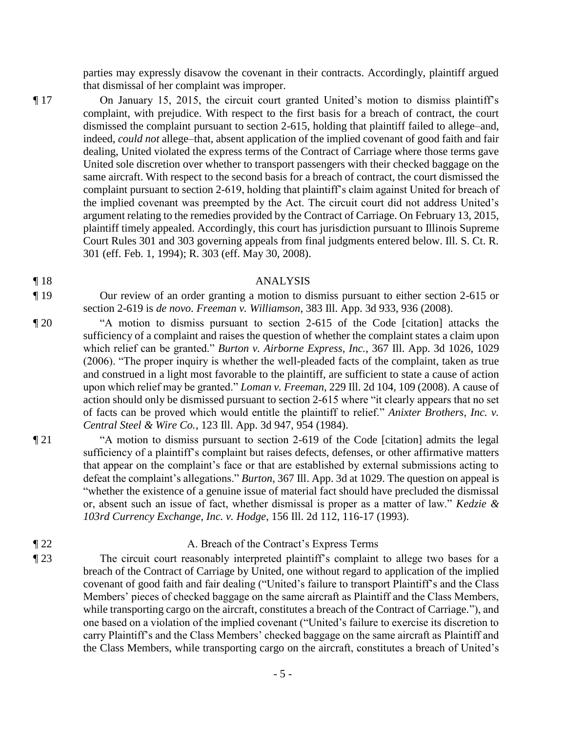parties may expressly disavow the covenant in their contracts. Accordingly, plaintiff argued that dismissal of her complaint was improper.

¶ 17 On January 15, 2015, the circuit court granted United's motion to dismiss plaintiff's complaint, with prejudice. With respect to the first basis for a breach of contract, the court dismissed the complaint pursuant to section 2-615, holding that plaintiff failed to allege–and, indeed, *could not* allege–that, absent application of the implied covenant of good faith and fair dealing, United violated the express terms of the Contract of Carriage where those terms gave United sole discretion over whether to transport passengers with their checked baggage on the same aircraft. With respect to the second basis for a breach of contract, the court dismissed the complaint pursuant to section 2-619, holding that plaintiff's claim against United for breach of the implied covenant was preempted by the Act. The circuit court did not address United's argument relating to the remedies provided by the Contract of Carriage. On February 13, 2015, plaintiff timely appealed. Accordingly, this court has jurisdiction pursuant to Illinois Supreme Court Rules 301 and 303 governing appeals from final judgments entered below. Ill. S. Ct. R. 301 (eff. Feb. 1, 1994); R. 303 (eff. May 30, 2008).

## ¶ 18 ANALYSIS

¶ 19 Our review of an order granting a motion to dismiss pursuant to either section 2-615 or section 2-619 is *de novo*. *Freeman v. Williamson*, 383 Ill. App. 3d 933, 936 (2008).

¶ 20 "A motion to dismiss pursuant to section 2-615 of the Code [citation] attacks the sufficiency of a complaint and raises the question of whether the complaint states a claim upon which relief can be granted." *Burton v. Airborne Express, Inc.*, 367 Ill. App. 3d 1026, 1029 (2006). "The proper inquiry is whether the well-pleaded facts of the complaint, taken as true and construed in a light most favorable to the plaintiff, are sufficient to state a cause of action upon which relief may be granted." *Loman v. Freeman*, 229 Ill. 2d 104, 109 (2008). A cause of action should only be dismissed pursuant to section 2-615 where "it clearly appears that no set of facts can be proved which would entitle the plaintiff to relief." *Anixter Brothers, Inc. v. Central Steel & Wire Co.*, 123 Ill. App. 3d 947, 954 (1984).

¶ 21 "A motion to dismiss pursuant to section 2-619 of the Code [citation] admits the legal sufficiency of a plaintiff's complaint but raises defects, defenses, or other affirmative matters that appear on the complaint's face or that are established by external submissions acting to defeat the complaint's allegations." *Burton*, 367 Ill. App. 3d at 1029. The question on appeal is "whether the existence of a genuine issue of material fact should have precluded the dismissal or, absent such an issue of fact, whether dismissal is proper as a matter of law." *Kedzie & 103rd Currency Exchange, Inc. v. Hodge*, 156 Ill. 2d 112, 116-17 (1993).

### ¶ 22 A. Breach of the Contract's Express Terms

¶ 23 The circuit court reasonably interpreted plaintiff's complaint to allege two bases for a breach of the Contract of Carriage by United, one without regard to application of the implied covenant of good faith and fair dealing ("United's failure to transport Plaintiff's and the Class Members' pieces of checked baggage on the same aircraft as Plaintiff and the Class Members, while transporting cargo on the aircraft, constitutes a breach of the Contract of Carriage."), and one based on a violation of the implied covenant ("United's failure to exercise its discretion to carry Plaintiff's and the Class Members' checked baggage on the same aircraft as Plaintiff and the Class Members, while transporting cargo on the aircraft, constitutes a breach of United's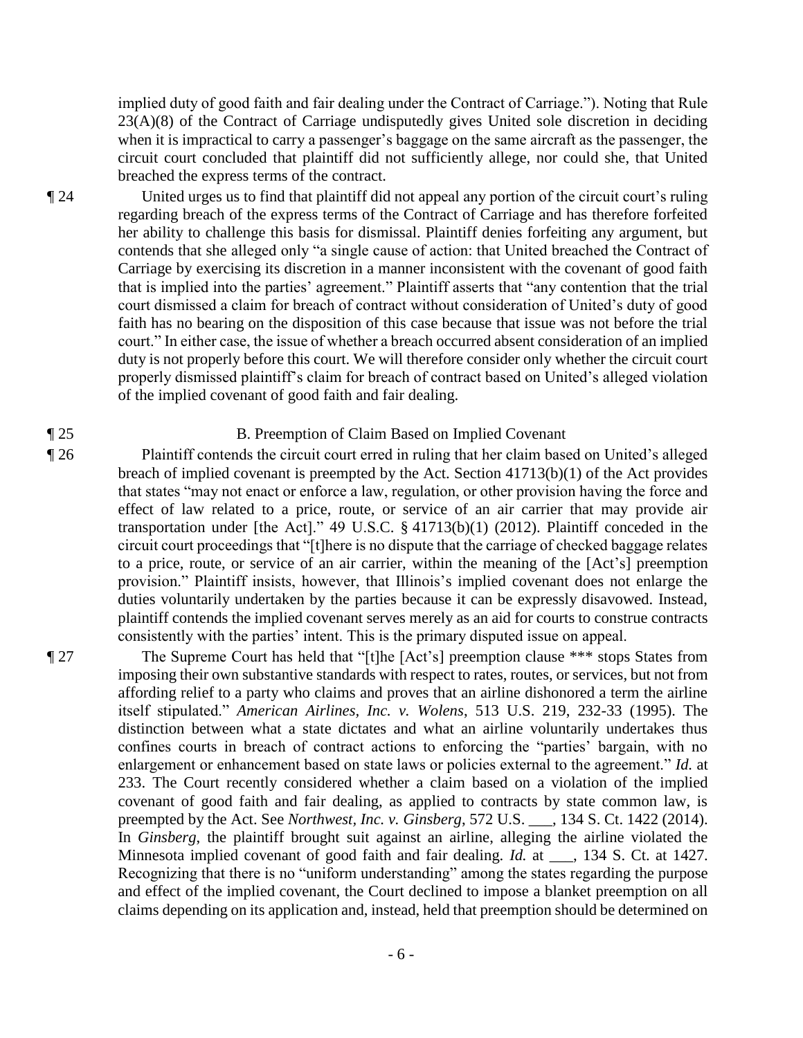implied duty of good faith and fair dealing under the Contract of Carriage."). Noting that Rule 23(A)(8) of the Contract of Carriage undisputedly gives United sole discretion in deciding when it is impractical to carry a passenger's baggage on the same aircraft as the passenger, the circuit court concluded that plaintiff did not sufficiently allege, nor could she, that United breached the express terms of the contract.

¶ 24 United urges us to find that plaintiff did not appeal any portion of the circuit court's ruling regarding breach of the express terms of the Contract of Carriage and has therefore forfeited her ability to challenge this basis for dismissal. Plaintiff denies forfeiting any argument, but contends that she alleged only "a single cause of action: that United breached the Contract of Carriage by exercising its discretion in a manner inconsistent with the covenant of good faith that is implied into the parties' agreement." Plaintiff asserts that "any contention that the trial court dismissed a claim for breach of contract without consideration of United's duty of good faith has no bearing on the disposition of this case because that issue was not before the trial court." In either case, the issue of whether a breach occurred absent consideration of an implied duty is not properly before this court. We will therefore consider only whether the circuit court properly dismissed plaintiff's claim for breach of contract based on United's alleged violation of the implied covenant of good faith and fair dealing.

¶ 25

## B. Preemption of Claim Based on Implied Covenant

¶ 26 Plaintiff contends the circuit court erred in ruling that her claim based on United's alleged breach of implied covenant is preempted by the Act. Section 41713(b)(1) of the Act provides that states "may not enact or enforce a law, regulation, or other provision having the force and effect of law related to a price, route, or service of an air carrier that may provide air transportation under [the Act]." 49 U.S.C. § 41713(b)(1) (2012). Plaintiff conceded in the circuit court proceedings that "[t]here is no dispute that the carriage of checked baggage relates to a price, route, or service of an air carrier, within the meaning of the [Act's] preemption provision." Plaintiff insists, however, that Illinois's implied covenant does not enlarge the duties voluntarily undertaken by the parties because it can be expressly disavowed. Instead, plaintiff contends the implied covenant serves merely as an aid for courts to construe contracts consistently with the parties' intent. This is the primary disputed issue on appeal.

¶ 27 The Supreme Court has held that "[t]he [Act's] preemption clause *** stops States from imposing their own substantive standards with respect to rates, routes, or services, but not from affording relief to a party who claims and proves that an airline dishonored a term the airline itself stipulated." *American Airlines, Inc. v. Wolens*, 513 U.S. 219, 232-33 (1995). The distinction between what a state dictates and what an airline voluntarily undertakes thus confines courts in breach of contract actions to enforcing the "parties' bargain, with no enlargement or enhancement based on state laws or policies external to the agreement." *Id.* at 233. The Court recently considered whether a claim based on a violation of the implied covenant of good faith and fair dealing, as applied to contracts by state common law, is preempted by the Act. See *Northwest, Inc. v. Ginsberg*, 572 U.S. ___, 134 S. Ct. 1422 (2014). In *Ginsberg*, the plaintiff brought suit against an airline, alleging the airline violated the Minnesota implied covenant of good faith and fair dealing. *Id.* at ___, 134 S. Ct. at 1427. Recognizing that there is no "uniform understanding" among the states regarding the purpose and effect of the implied covenant, the Court declined to impose a blanket preemption on all claims depending on its application and, instead, held that preemption should be determined on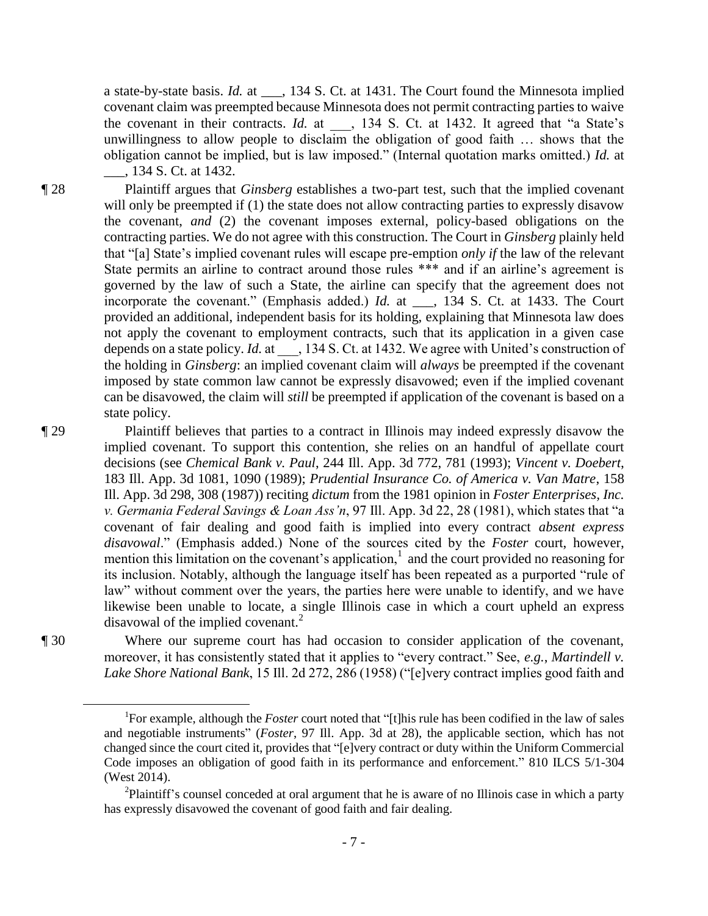a state-by-state basis. *Id.* at ___, 134 S. Ct. at 1431. The Court found the Minnesota implied covenant claim was preempted because Minnesota does not permit contracting parties to waive the covenant in their contracts. *Id.* at ___, 134 S. Ct. at 1432. It agreed that "a State's unwillingness to allow people to disclaim the obligation of good faith … shows that the obligation cannot be implied, but is law imposed." (Internal quotation marks omitted.) *Id.* at ___, 134 S. Ct. at 1432.

¶ 28 Plaintiff argues that *Ginsberg* establishes a two-part test, such that the implied covenant will only be preempted if (1) the state does not allow contracting parties to expressly disavow the covenant, *and* (2) the covenant imposes external, policy-based obligations on the contracting parties. We do not agree with this construction. The Court in *Ginsberg* plainly held that "[a] State's implied covenant rules will escape pre-emption *only if* the law of the relevant State permits an airline to contract around those rules *** and if an airline's agreement is governed by the law of such a State, the airline can specify that the agreement does not incorporate the covenant." (Emphasis added.) *Id.* at ___, 134 S. Ct. at 1433. The Court provided an additional, independent basis for its holding, explaining that Minnesota law does not apply the covenant to employment contracts, such that its application in a given case depends on a state policy. *Id.* at ___, 134 S. Ct. at 1432. We agree with United's construction of the holding in *Ginsberg*: an implied covenant claim will *always* be preempted if the covenant imposed by state common law cannot be expressly disavowed; even if the implied covenant can be disavowed, the claim will *still* be preempted if application of the covenant is based on a state policy.

¶ 29 Plaintiff believes that parties to a contract in Illinois may indeed expressly disavow the implied covenant. To support this contention, she relies on an handful of appellate court decisions (see *Chemical Bank v. Paul*, 244 Ill. App. 3d 772, 781 (1993); *Vincent v. Doebert*, 183 Ill. App. 3d 1081, 1090 (1989); *Prudential Insurance Co. of America v. Van Matre*, 158 Ill. App. 3d 298, 308 (1987)) reciting *dictum* from the 1981 opinion in *Foster Enterprises, Inc. v. Germania Federal Savings & Loan Ass'n*, 97 Ill. App. 3d 22, 28 (1981), which states that "a covenant of fair dealing and good faith is implied into every contract *absent express disavowal*." (Emphasis added.) None of the sources cited by the *Foster* court, however, mention this limitation on the covenant's application,[1] and the court provided no reasoning for its inclusion. Notably, although the language itself has been repeated as a purported "rule of law" without comment over the years, the parties here were unable to identify, and we have likewise been unable to locate, a single Illinois case in which a court upheld an express disavowal of the implied covenant.[2]

¶ 30 Where our supreme court has had occasion to consider application of the covenant, moreover, it has consistently stated that it applies to "every contract." See, *e.g.*, *Martindell v. Lake Shore National Bank*, 15 Ill. 2d 272, 286 (1958) ("[e]very contract implies good faith and

---

[1]For example, although the *Foster* court noted that "[t]his rule has been codified in the law of sales and negotiable instruments" (*Foster*, 97 Ill. App. 3d at 28), the applicable section, which has not changed since the court cited it, provides that "[e]very contract or duty within the Uniform Commercial Code imposes an obligation of good faith in its performance and enforcement." 810 ILCS 5/1-304 (West 2014).

[2]Plaintiff's counsel conceded at oral argument that he is aware of no Illinois case in which a party has expressly disavowed the covenant of good faith and fair dealing.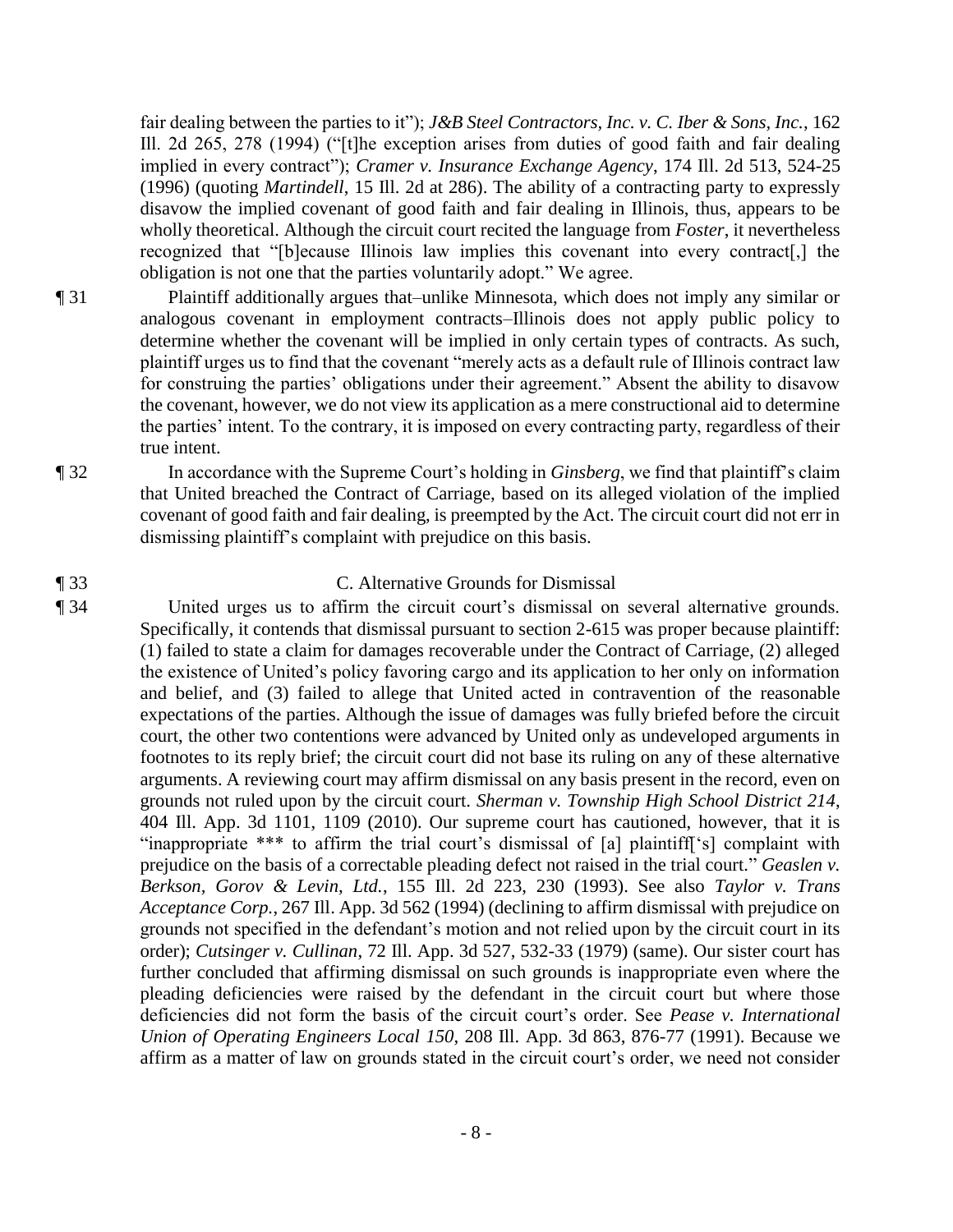fair dealing between the parties to it"); *J&B Steel Contractors, Inc. v. C. Iber & Sons, Inc.*, 162 Ill. 2d 265, 278 (1994) ("[t]he exception arises from duties of good faith and fair dealing implied in every contract"); *Cramer v. Insurance Exchange Agency*, 174 Ill. 2d 513, 524-25 (1996) (quoting *Martindell*, 15 Ill. 2d at 286). The ability of a contracting party to expressly disavow the implied covenant of good faith and fair dealing in Illinois, thus, appears to be wholly theoretical. Although the circuit court recited the language from *Foster*, it nevertheless recognized that "[b]ecause Illinois law implies this covenant into every contract[,] the obligation is not one that the parties voluntarily adopt." We agree.

¶ 31 Plaintiff additionally argues that–unlike Minnesota, which does not imply any similar or analogous covenant in employment contracts–Illinois does not apply public policy to determine whether the covenant will be implied in only certain types of contracts. As such, plaintiff urges us to find that the covenant "merely acts as a default rule of Illinois contract law for construing the parties' obligations under their agreement." Absent the ability to disavow the covenant, however, we do not view its application as a mere constructional aid to determine the parties' intent. To the contrary, it is imposed on every contracting party, regardless of their true intent.

¶ 32 In accordance with the Supreme Court's holding in *Ginsberg*, we find that plaintiff's claim that United breached the Contract of Carriage, based on its alleged violation of the implied covenant of good faith and fair dealing, is preempted by the Act. The circuit court did not err in dismissing plaintiff's complaint with prejudice on this basis.

¶ 33 C. Alternative Grounds for Dismissal

¶ 34 United urges us to affirm the circuit court's dismissal on several alternative grounds. Specifically, it contends that dismissal pursuant to section 2-615 was proper because plaintiff: (1) failed to state a claim for damages recoverable under the Contract of Carriage, (2) alleged the existence of United's policy favoring cargo and its application to her only on information and belief, and (3) failed to allege that United acted in contravention of the reasonable expectations of the parties. Although the issue of damages was fully briefed before the circuit court, the other two contentions were advanced by United only as undeveloped arguments in footnotes to its reply brief; the circuit court did not base its ruling on any of these alternative arguments. A reviewing court may affirm dismissal on any basis present in the record, even on grounds not ruled upon by the circuit court. *Sherman v. Township High School District 214*, 404 Ill. App. 3d 1101, 1109 (2010). Our supreme court has cautioned, however, that it is "inappropriate *** to affirm the trial court's dismissal of [a] plaintiff['s] complaint with prejudice on the basis of a correctable pleading defect not raised in the trial court." *Geaslen v. Berkson, Gorov & Levin, Ltd.*, 155 Ill. 2d 223, 230 (1993). See also *Taylor v. Trans Acceptance Corp.*, 267 Ill. App. 3d 562 (1994) (declining to affirm dismissal with prejudice on grounds not specified in the defendant's motion and not relied upon by the circuit court in its order); *Cutsinger v. Cullinan*, 72 Ill. App. 3d 527, 532-33 (1979) (same). Our sister court has further concluded that affirming dismissal on such grounds is inappropriate even where the pleading deficiencies were raised by the defendant in the circuit court but where those deficiencies did not form the basis of the circuit court's order. See *Pease v. International Union of Operating Engineers Local 150*, 208 Ill. App. 3d 863, 876-77 (1991). Because we affirm as a matter of law on grounds stated in the circuit court's order, we need not consider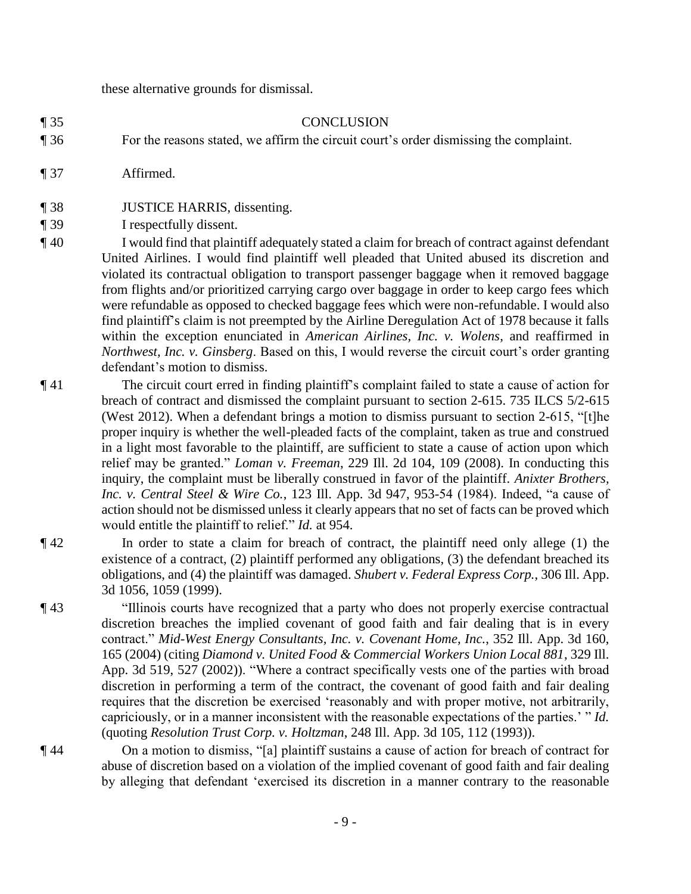these alternative grounds for dismissal.

¶ 35 CONCLUSION

¶ 36 For the reasons stated, we affirm the circuit court's order dismissing the complaint.

¶ 37 Affirmed.

¶ 38 JUSTICE HARRIS, dissenting.

¶ 39 I respectfully dissent.

¶ 40 I would find that plaintiff adequately stated a claim for breach of contract against defendant United Airlines. I would find plaintiff well pleaded that United abused its discretion and violated its contractual obligation to transport passenger baggage when it removed baggage from flights and/or prioritized carrying cargo over baggage in order to keep cargo fees which were refundable as opposed to checked baggage fees which were non-refundable. I would also find plaintiff's claim is not preempted by the Airline Deregulation Act of 1978 because it falls within the exception enunciated in *American Airlines, Inc. v. Wolens*, and reaffirmed in *Northwest, Inc. v. Ginsberg*. Based on this, I would reverse the circuit court's order granting defendant's motion to dismiss.

¶ 41 The circuit court erred in finding plaintiff's complaint failed to state a cause of action for breach of contract and dismissed the complaint pursuant to section 2-615. 735 ILCS 5/2-615 (West 2012). When a defendant brings a motion to dismiss pursuant to section 2-615, "[t]he proper inquiry is whether the well-pleaded facts of the complaint, taken as true and construed in a light most favorable to the plaintiff, are sufficient to state a cause of action upon which relief may be granted." *Loman v. Freeman*, 229 Ill. 2d 104, 109 (2008). In conducting this inquiry, the complaint must be liberally construed in favor of the plaintiff. *Anixter Brothers, Inc. v. Central Steel & Wire Co.*, 123 Ill. App. 3d 947, 953-54 (1984). Indeed, "a cause of action should not be dismissed unless it clearly appears that no set of facts can be proved which would entitle the plaintiff to relief." *Id.* at 954.

¶ 42 In order to state a claim for breach of contract, the plaintiff need only allege (1) the existence of a contract, (2) plaintiff performed any obligations, (3) the defendant breached its obligations, and (4) the plaintiff was damaged. *Shubert v. Federal Express Corp.*, 306 Ill. App. 3d 1056, 1059 (1999).

¶ 43 "Illinois courts have recognized that a party who does not properly exercise contractual discretion breaches the implied covenant of good faith and fair dealing that is in every contract." *Mid-West Energy Consultants, Inc. v. Covenant Home, Inc.*, 352 Ill. App. 3d 160, 165 (2004) (citing *Diamond v. United Food & Commercial Workers Union Local 881*, 329 Ill. App. 3d 519, 527 (2002)). "Where a contract specifically vests one of the parties with broad discretion in performing a term of the contract, the covenant of good faith and fair dealing requires that the discretion be exercised 'reasonably and with proper motive, not arbitrarily, capriciously, or in a manner inconsistent with the reasonable expectations of the parties.' " *Id.* (quoting *Resolution Trust Corp. v. Holtzman*, 248 Ill. App. 3d 105, 112 (1993)).

¶ 44 On a motion to dismiss, "[a] plaintiff sustains a cause of action for breach of contract for abuse of discretion based on a violation of the implied covenant of good faith and fair dealing by alleging that defendant 'exercised its discretion in a manner contrary to the reasonable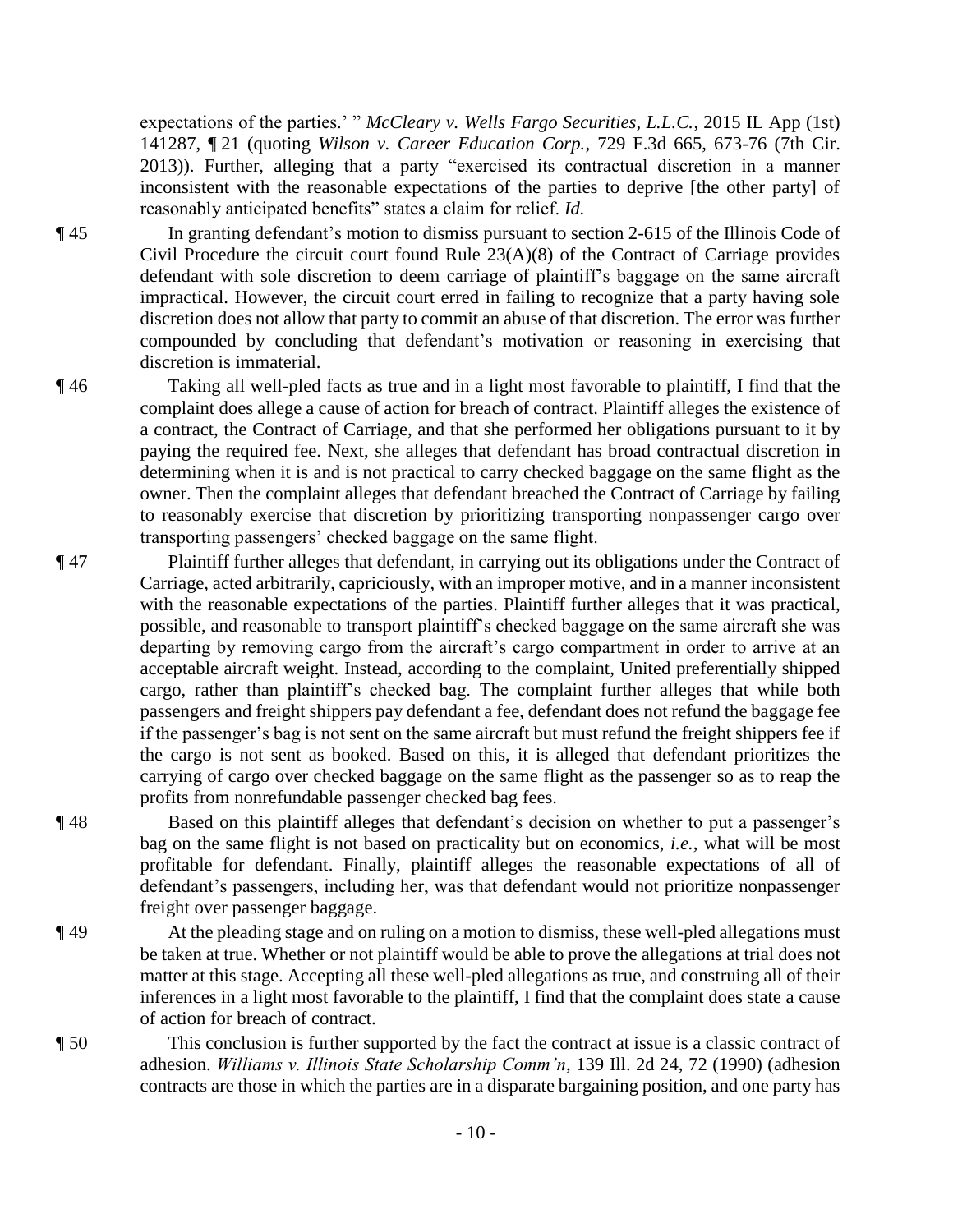expectations of the parties.' " *McCleary v. Wells Fargo Securities, L.L.C.*, 2015 IL App (1st) 141287, ¶ 21 (quoting *Wilson v. Career Education Corp.*, 729 F.3d 665, 673-76 (7th Cir. 2013)). Further, alleging that a party "exercised its contractual discretion in a manner inconsistent with the reasonable expectations of the parties to deprive [the other party] of reasonably anticipated benefits" states a claim for relief. *Id.*

¶ 45 In granting defendant's motion to dismiss pursuant to section 2-615 of the Illinois Code of Civil Procedure the circuit court found Rule 23(A)(8) of the Contract of Carriage provides defendant with sole discretion to deem carriage of plaintiff's baggage on the same aircraft impractical. However, the circuit court erred in failing to recognize that a party having sole discretion does not allow that party to commit an abuse of that discretion. The error was further compounded by concluding that defendant's motivation or reasoning in exercising that discretion is immaterial.

¶ 46 Taking all well-pled facts as true and in a light most favorable to plaintiff, I find that the complaint does allege a cause of action for breach of contract. Plaintiff alleges the existence of a contract, the Contract of Carriage, and that she performed her obligations pursuant to it by paying the required fee. Next, she alleges that defendant has broad contractual discretion in determining when it is and is not practical to carry checked baggage on the same flight as the owner. Then the complaint alleges that defendant breached the Contract of Carriage by failing to reasonably exercise that discretion by prioritizing transporting nonpassenger cargo over transporting passengers' checked baggage on the same flight.

¶ 47 Plaintiff further alleges that defendant, in carrying out its obligations under the Contract of Carriage, acted arbitrarily, capriciously, with an improper motive, and in a manner inconsistent with the reasonable expectations of the parties. Plaintiff further alleges that it was practical, possible, and reasonable to transport plaintiff's checked baggage on the same aircraft she was departing by removing cargo from the aircraft's cargo compartment in order to arrive at an acceptable aircraft weight. Instead, according to the complaint, United preferentially shipped cargo, rather than plaintiff's checked bag. The complaint further alleges that while both passengers and freight shippers pay defendant a fee, defendant does not refund the baggage fee if the passenger's bag is not sent on the same aircraft but must refund the freight shippers fee if the cargo is not sent as booked. Based on this, it is alleged that defendant prioritizes the carrying of cargo over checked baggage on the same flight as the passenger so as to reap the profits from nonrefundable passenger checked bag fees.

¶ 48 Based on this plaintiff alleges that defendant's decision on whether to put a passenger's bag on the same flight is not based on practicality but on economics, *i.e.*, what will be most profitable for defendant. Finally, plaintiff alleges the reasonable expectations of all of defendant's passengers, including her, was that defendant would not prioritize nonpassenger freight over passenger baggage.

¶ 49 At the pleading stage and on ruling on a motion to dismiss, these well-pled allegations must be taken at true. Whether or not plaintiff would be able to prove the allegations at trial does not matter at this stage. Accepting all these well-pled allegations as true, and construing all of their inferences in a light most favorable to the plaintiff, I find that the complaint does state a cause of action for breach of contract.

¶ 50 This conclusion is further supported by the fact the contract at issue is a classic contract of adhesion. *Williams v. Illinois State Scholarship Comm'n*, 139 Ill. 2d 24, 72 (1990) (adhesion contracts are those in which the parties are in a disparate bargaining position, and one party has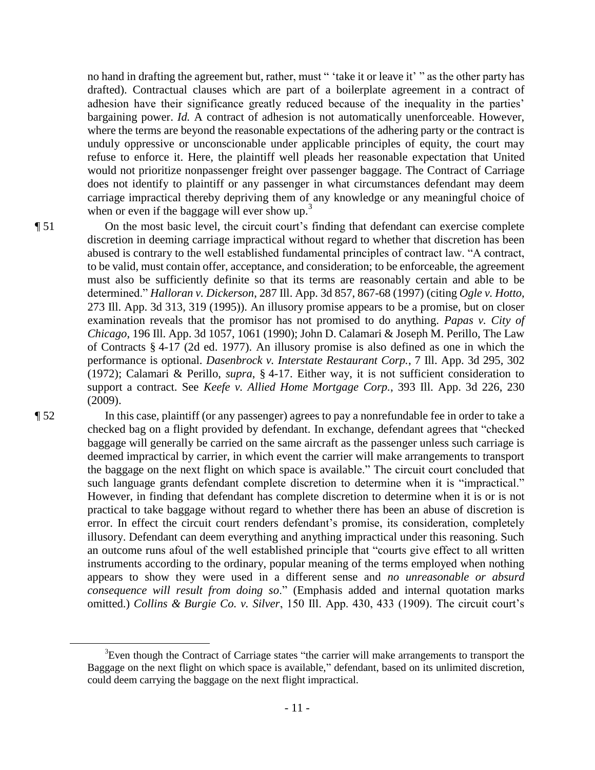no hand in drafting the agreement but, rather, must " 'take it or leave it' " as the other party has drafted). Contractual clauses which are part of a boilerplate agreement in a contract of adhesion have their significance greatly reduced because of the inequality in the parties' bargaining power. *Id.* A contract of adhesion is not automatically unenforceable. However, where the terms are beyond the reasonable expectations of the adhering party or the contract is unduly oppressive or unconscionable under applicable principles of equity, the court may refuse to enforce it. Here, the plaintiff well pleads her reasonable expectation that United would not prioritize nonpassenger freight over passenger baggage. The Contract of Carriage does not identify to plaintiff or any passenger in what circumstances defendant may deem carriage impractical thereby depriving them of any knowledge or any meaningful choice of when or even if the baggage will ever show up.[3]

¶ 51 On the most basic level, the circuit court's finding that defendant can exercise complete discretion in deeming carriage impractical without regard to whether that discretion has been abused is contrary to the well established fundamental principles of contract law. "A contract, to be valid, must contain offer, acceptance, and consideration; to be enforceable, the agreement must also be sufficiently definite so that its terms are reasonably certain and able to be determined." *Halloran v. Dickerson*, 287 Ill. App. 3d 857, 867-68 (1997) (citing *Ogle v. Hotto*, 273 Ill. App. 3d 313, 319 (1995)). An illusory promise appears to be a promise, but on closer examination reveals that the promisor has not promised to do anything. *Papas v. City of Chicago*, 196 Ill. App. 3d 1057, 1061 (1990); John D. Calamari & Joseph M. Perillo, The Law of Contracts § 4-17 (2d ed. 1977). An illusory promise is also defined as one in which the performance is optional. *Dasenbrock v. Interstate Restaurant Corp.*, 7 Ill. App. 3d 295, 302 (1972); Calamari & Perillo, *supra*, § 4-17. Either way, it is not sufficient consideration to support a contract. See *Keefe v. Allied Home Mortgage Corp.*, 393 Ill. App. 3d 226, 230 (2009).

¶ 52 In this case, plaintiff (or any passenger) agrees to pay a nonrefundable fee in order to take a checked bag on a flight provided by defendant. In exchange, defendant agrees that "checked baggage will generally be carried on the same aircraft as the passenger unless such carriage is deemed impractical by carrier, in which event the carrier will make arrangements to transport the baggage on the next flight on which space is available." The circuit court concluded that such language grants defendant complete discretion to determine when it is "impractical." However, in finding that defendant has complete discretion to determine when it is or is not practical to take baggage without regard to whether there has been an abuse of discretion is error. In effect the circuit court renders defendant's promise, its consideration, completely illusory. Defendant can deem everything and anything impractical under this reasoning. Such an outcome runs afoul of the well established principle that "courts give effect to all written instruments according to the ordinary, popular meaning of the terms employed when nothing appears to show they were used in a different sense and *no unreasonable or absurd consequence will result from doing so*." (Emphasis added and internal quotation marks omitted.) *Collins & Burgie Co. v. Silver*, 150 Ill. App. 430, 433 (1909). The circuit court's

[3] Even though the Contract of Carriage states "the carrier will make arrangements to transport the Baggage on the next flight on which space is available," defendant, based on its unlimited discretion, could deem carrying the baggage on the next flight impractical.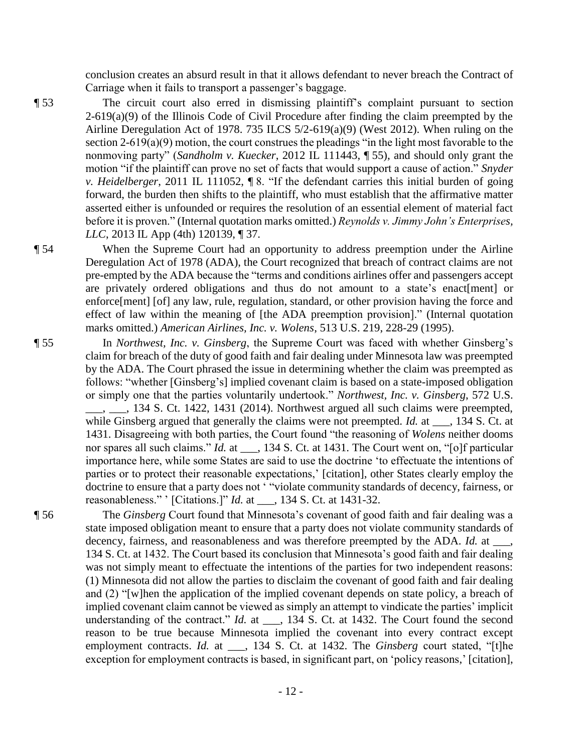conclusion creates an absurd result in that it allows defendant to never breach the Contract of Carriage when it fails to transport a passenger's baggage.

¶ 53 The circuit court also erred in dismissing plaintiff's complaint pursuant to section 2-619(a)(9) of the Illinois Code of Civil Procedure after finding the claim preempted by the Airline Deregulation Act of 1978. 735 ILCS 5/2-619(a)(9) (West 2012). When ruling on the section 2-619(a)(9) motion, the court construes the pleadings "in the light most favorable to the nonmoving party" (*Sandholm v. Kuecker*, 2012 IL 111443, ¶ 55), and should only grant the motion "if the plaintiff can prove no set of facts that would support a cause of action." *Snyder v. Heidelberger*, 2011 IL 111052, ¶ 8. "If the defendant carries this initial burden of going forward, the burden then shifts to the plaintiff, who must establish that the affirmative matter asserted either is unfounded or requires the resolution of an essential element of material fact before it is proven." (Internal quotation marks omitted.) *Reynolds v. Jimmy John's Enterprises, LLC*, 2013 IL App (4th) 120139, ¶ 37.

¶ 54 When the Supreme Court had an opportunity to address preemption under the Airline Deregulation Act of 1978 (ADA), the Court recognized that breach of contract claims are not pre-empted by the ADA because the "terms and conditions airlines offer and passengers accept are privately ordered obligations and thus do not amount to a state's enact[ment] or enforce[ment] [of] any law, rule, regulation, standard, or other provision having the force and effect of law within the meaning of [the ADA preemption provision]." (Internal quotation marks omitted.) *American Airlines, Inc. v. Wolens*, 513 U.S. 219, 228-29 (1995).

¶ 55 In *Northwest, Inc. v. Ginsberg*, the Supreme Court was faced with whether Ginsberg's claim for breach of the duty of good faith and fair dealing under Minnesota law was preempted by the ADA. The Court phrased the issue in determining whether the claim was preempted as follows: "whether [Ginsberg's] implied covenant claim is based on a state-imposed obligation or simply one that the parties voluntarily undertook." *Northwest, Inc. v. Ginsberg*, 572 U.S. ___, ___, 134 S. Ct. 1422, 1431 (2014). Northwest argued all such claims were preempted, while Ginsberg argued that generally the claims were not preempted. *Id.* at ___, 134 S. Ct. at 1431. Disagreeing with both parties, the Court found "the reasoning of *Wolens* neither dooms nor spares all such claims." *Id.* at ___, 134 S. Ct. at 1431. The Court went on, "[o]f particular importance here, while some States are said to use the doctrine 'to effectuate the intentions of parties or to protect their reasonable expectations,' [citation], other States clearly employ the doctrine to ensure that a party does not ' "violate community standards of decency, fairness, or reasonableness." ' [Citations.]" *Id.* at ___, 134 S. Ct. at 1431-32.

¶ 56 The *Ginsberg* Court found that Minnesota's covenant of good faith and fair dealing was a state imposed obligation meant to ensure that a party does not violate community standards of decency, fairness, and reasonableness and was therefore preempted by the ADA. *Id.* at ___, 134 S. Ct. at 1432. The Court based its conclusion that Minnesota's good faith and fair dealing was not simply meant to effectuate the intentions of the parties for two independent reasons: (1) Minnesota did not allow the parties to disclaim the covenant of good faith and fair dealing and (2) "[w]hen the application of the implied covenant depends on state policy, a breach of implied covenant claim cannot be viewed as simply an attempt to vindicate the parties' implicit understanding of the contract." *Id.* at ___, 134 S. Ct. at 1432. The Court found the second reason to be true because Minnesota implied the covenant into every contract except employment contracts. *Id.* at ___, 134 S. Ct. at 1432. The *Ginsberg* court stated, "[t]he exception for employment contracts is based, in significant part, on 'policy reasons,' [citation],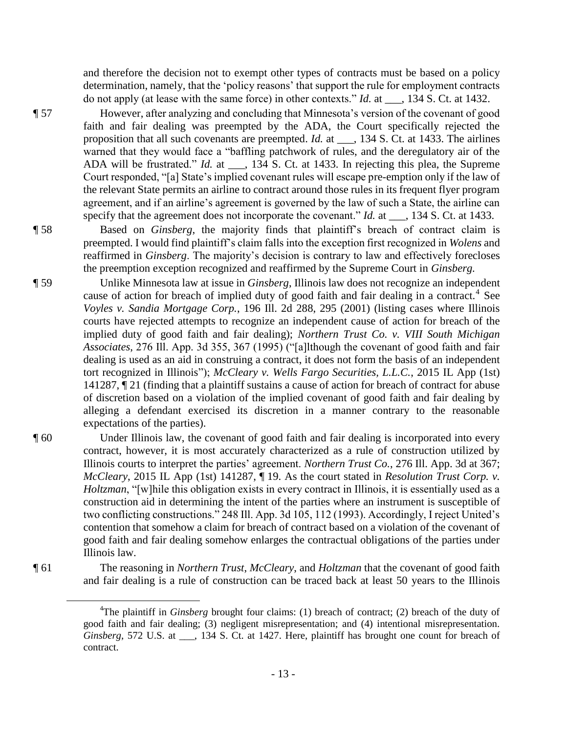and therefore the decision not to exempt other types of contracts must be based on a policy determination, namely, that the 'policy reasons' that support the rule for employment contracts do not apply (at lease with the same force) in other contexts." *Id.* at ___, 134 S. Ct. at 1432.

¶ 57 However, after analyzing and concluding that Minnesota's version of the covenant of good faith and fair dealing was preempted by the ADA, the Court specifically rejected the proposition that all such covenants are preempted. *Id.* at ___, 134 S. Ct. at 1433. The airlines warned that they would face a "baffling patchwork of rules, and the deregulatory air of the ADA will be frustrated." *Id.* at ___, 134 S. Ct. at 1433. In rejecting this plea, the Supreme Court responded, "[a] State's implied covenant rules will escape pre-emption only if the law of the relevant State permits an airline to contract around those rules in its frequent flyer program agreement, and if an airline's agreement is governed by the law of such a State, the airline can specify that the agreement does not incorporate the covenant." *Id.* at ___, 134 S. Ct. at 1433.

¶ 58 Based on *Ginsberg*, the majority finds that plaintiff's breach of contract claim is preempted. I would find plaintiff's claim falls into the exception first recognized in *Wolens* and reaffirmed in *Ginsberg*. The majority's decision is contrary to law and effectively forecloses the preemption exception recognized and reaffirmed by the Supreme Court in *Ginsberg.*

¶ 59 Unlike Minnesota law at issue in *Ginsberg*, Illinois law does not recognize an independent cause of action for breach of implied duty of good faith and fair dealing in a contract.[4] See *Voyles v. Sandia Mortgage Corp.*, 196 Ill. 2d 288, 295 (2001) (listing cases where Illinois courts have rejected attempts to recognize an independent cause of action for breach of the implied duty of good faith and fair dealing); *Northern Trust Co. v. VIII South Michigan Associates*, 276 Ill. App. 3d 355, 367 (1995) ("[a]lthough the covenant of good faith and fair dealing is used as an aid in construing a contract, it does not form the basis of an independent tort recognized in Illinois"); *McCleary v. Wells Fargo Securities, L.L.C.*, 2015 IL App (1st) 141287, ¶ 21 (finding that a plaintiff sustains a cause of action for breach of contract for abuse of discretion based on a violation of the implied covenant of good faith and fair dealing by alleging a defendant exercised its discretion in a manner contrary to the reasonable expectations of the parties).

¶ 60 Under Illinois law, the covenant of good faith and fair dealing is incorporated into every contract, however, it is most accurately characterized as a rule of construction utilized by Illinois courts to interpret the parties' agreement. *Northern Trust Co.*, 276 Ill. App. 3d at 367; *McCleary*, 2015 IL App (1st) 141287, ¶ 19. As the court stated in *Resolution Trust Corp. v. Holtzman*, "[w]hile this obligation exists in every contract in Illinois, it is essentially used as a construction aid in determining the intent of the parties where an instrument is susceptible of two conflicting constructions." 248 Ill. App. 3d 105, 112 (1993). Accordingly, I reject United's contention that somehow a claim for breach of contract based on a violation of the covenant of good faith and fair dealing somehow enlarges the contractual obligations of the parties under Illinois law.

¶ 61 The reasoning in *Northern Trust*, *McCleary*, and *Holtzman* that the covenant of good faith and fair dealing is a rule of construction can be traced back at least 50 years to the Illinois

---

[4]The plaintiff in *Ginsberg* brought four claims: (1) breach of contract; (2) breach of the duty of good faith and fair dealing; (3) negligent misrepresentation; and (4) intentional misrepresentation. *Ginsberg*, 572 U.S. at ___, 134 S. Ct. at 1427. Here, plaintiff has brought one count for breach of contract.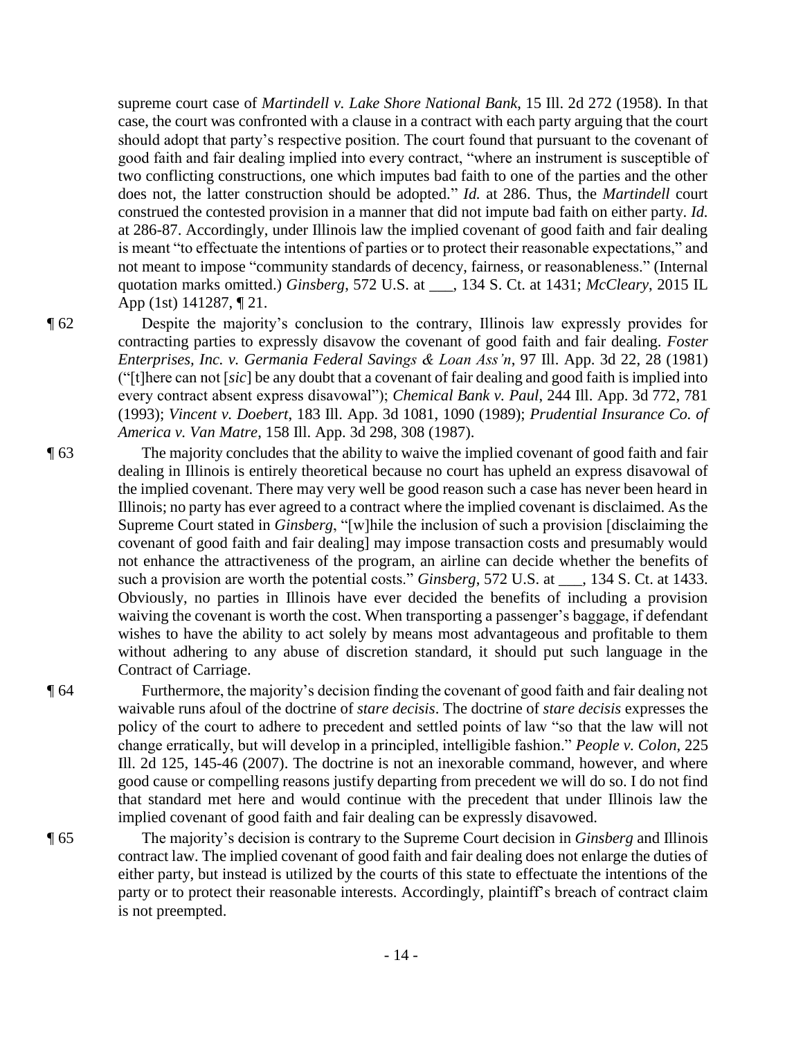supreme court case of *Martindell v. Lake Shore National Bank*, 15 Ill. 2d 272 (1958). In that case, the court was confronted with a clause in a contract with each party arguing that the court should adopt that party's respective position. The court found that pursuant to the covenant of good faith and fair dealing implied into every contract, "where an instrument is susceptible of two conflicting constructions, one which imputes bad faith to one of the parties and the other does not, the latter construction should be adopted." *Id.* at 286. Thus, the *Martindell* court construed the contested provision in a manner that did not impute bad faith on either party. *Id.* at 286-87. Accordingly, under Illinois law the implied covenant of good faith and fair dealing is meant "to effectuate the intentions of parties or to protect their reasonable expectations," and not meant to impose "community standards of decency, fairness, or reasonableness." (Internal quotation marks omitted.) *Ginsberg*, 572 U.S. at ___, 134 S. Ct. at 1431; *McCleary*, 2015 IL App (1st) 141287, ¶ 21.

¶ 62 Despite the majority's conclusion to the contrary, Illinois law expressly provides for contracting parties to expressly disavow the covenant of good faith and fair dealing. *Foster Enterprises, Inc. v. Germania Federal Savings & Loan Ass'n*, 97 Ill. App. 3d 22, 28 (1981) ("[t]here can not [*sic*] be any doubt that a covenant of fair dealing and good faith is implied into every contract absent express disavowal"); *Chemical Bank v. Paul*, 244 Ill. App. 3d 772, 781 (1993); *Vincent v. Doebert*, 183 Ill. App. 3d 1081, 1090 (1989); *Prudential Insurance Co. of America v. Van Matre*, 158 Ill. App. 3d 298, 308 (1987).

¶ 63 The majority concludes that the ability to waive the implied covenant of good faith and fair dealing in Illinois is entirely theoretical because no court has upheld an express disavowal of the implied covenant. There may very well be good reason such a case has never been heard in Illinois; no party has ever agreed to a contract where the implied covenant is disclaimed. As the Supreme Court stated in *Ginsberg*, "[w]hile the inclusion of such a provision [disclaiming the covenant of good faith and fair dealing] may impose transaction costs and presumably would not enhance the attractiveness of the program, an airline can decide whether the benefits of such a provision are worth the potential costs." *Ginsberg*, 572 U.S. at ___, 134 S. Ct. at 1433. Obviously, no parties in Illinois have ever decided the benefits of including a provision waiving the covenant is worth the cost. When transporting a passenger's baggage, if defendant wishes to have the ability to act solely by means most advantageous and profitable to them without adhering to any abuse of discretion standard, it should put such language in the Contract of Carriage.

¶ 64 Furthermore, the majority's decision finding the covenant of good faith and fair dealing not waivable runs afoul of the doctrine of *stare decisis*. The doctrine of *stare decisis* expresses the policy of the court to adhere to precedent and settled points of law "so that the law will not change erratically, but will develop in a principled, intelligible fashion." *People v. Colon*, 225 Ill. 2d 125, 145-46 (2007). The doctrine is not an inexorable command, however, and where good cause or compelling reasons justify departing from precedent we will do so. I do not find that standard met here and would continue with the precedent that under Illinois law the implied covenant of good faith and fair dealing can be expressly disavowed.

¶ 65 The majority's decision is contrary to the Supreme Court decision in *Ginsberg* and Illinois contract law. The implied covenant of good faith and fair dealing does not enlarge the duties of either party, but instead is utilized by the courts of this state to effectuate the intentions of the party or to protect their reasonable interests. Accordingly, plaintiff's breach of contract claim is not preempted.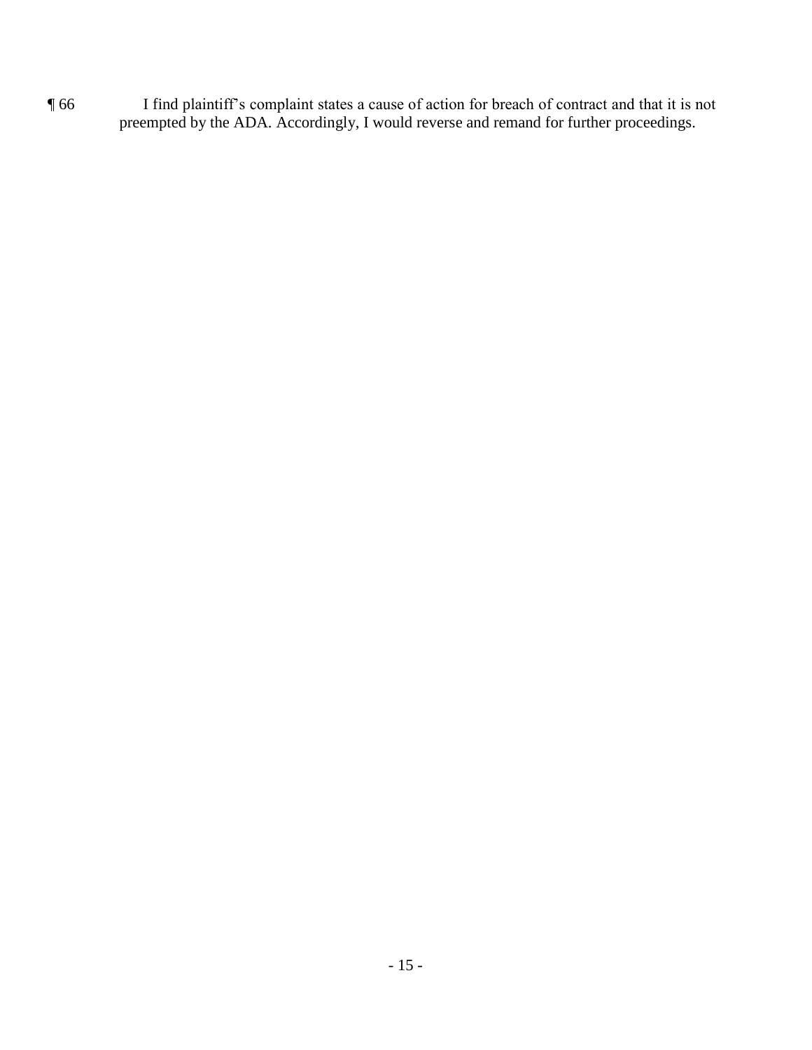¶ 66 I find plaintiff's complaint states a cause of action for breach of contract and that it is not preempted by the ADA. Accordingly, I would reverse and remand for further proceedings.